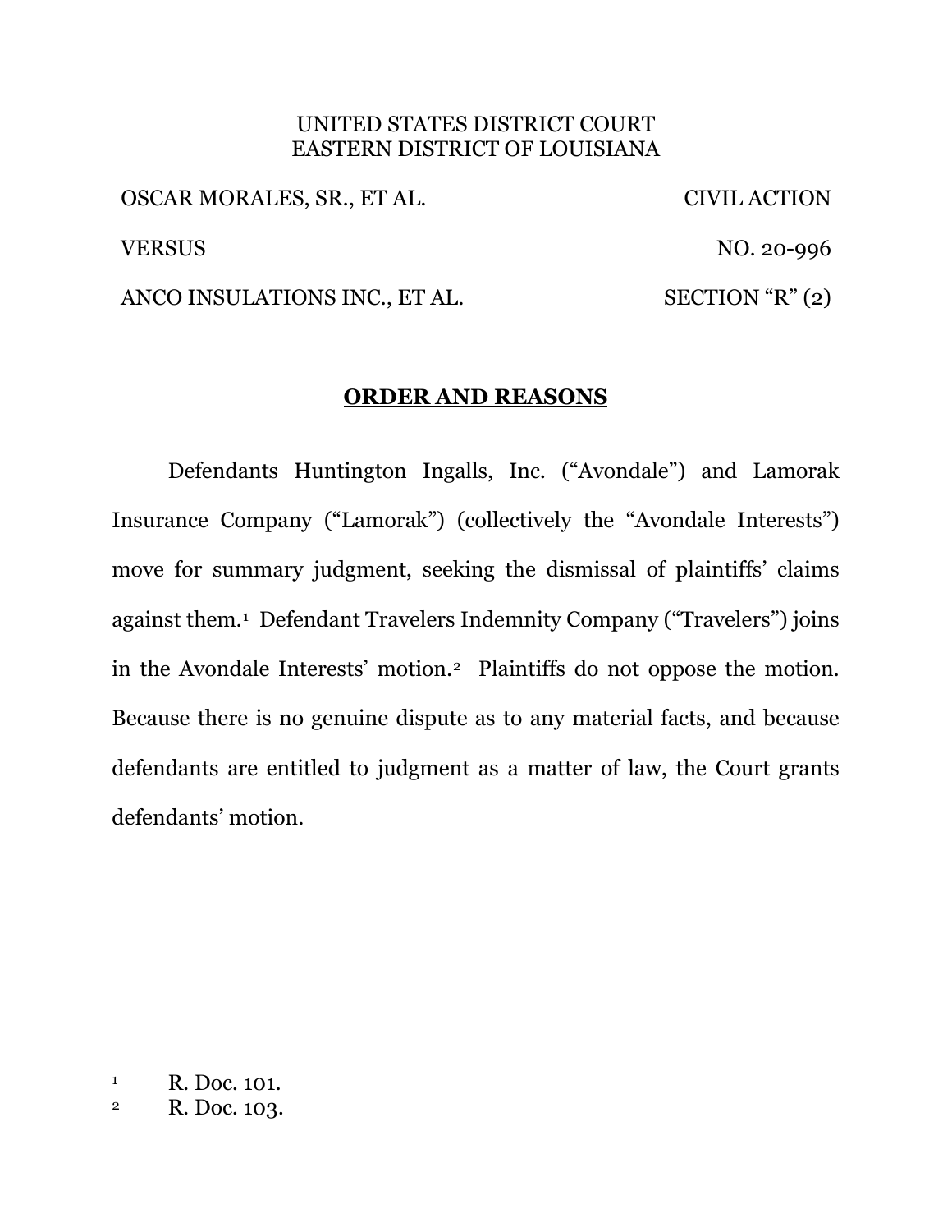UNITED STATES DISTRICT COURT
EASTERN DISTRICT OF LOUISIANA

| | |
|---|---|
| OSCAR MORALES, SR., ET AL. | CIVIL ACTION |
| VERSUS | NO. 20-996 |
| ANCO INSULATIONS INC., ET AL. | SECTION "R" (2) |

## ORDER AND REASONS

Defendants Huntington Ingalls, Inc. ("Avondale") and Lamorak Insurance Company ("Lamorak") (collectively the "Avondale Interests") move for summary judgment, seeking the dismissal of plaintiffs' claims against them.[1] Defendant Travelers Indemnity Company ("Travelers") joins in the Avondale Interests' motion.[2] Plaintiffs do not oppose the motion. Because there is no genuine dispute as to any material facts, and because defendants are entitled to judgment as a matter of law, the Court grants defendants' motion.

---

[1] R. Doc. 101.

[2] R. Doc. 103.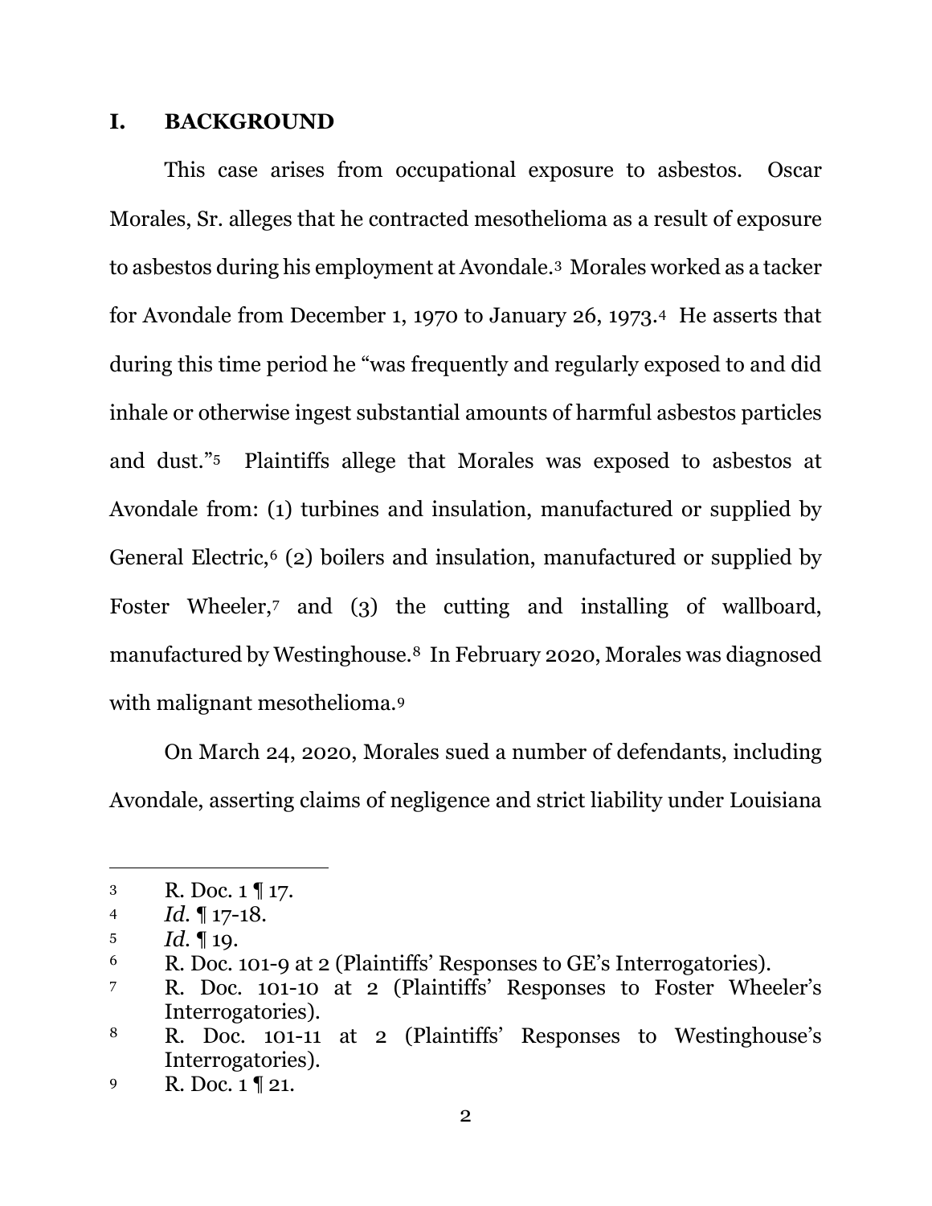## I. BACKGROUND

This case arises from occupational exposure to asbestos. Oscar Morales, Sr. alleges that he contracted mesothelioma as a result of exposure to asbestos during his employment at Avondale.[3] Morales worked as a tacker for Avondale from December 1, 1970 to January 26, 1973.[4] He asserts that during this time period he "was frequently and regularly exposed to and did inhale or otherwise ingest substantial amounts of harmful asbestos particles and dust."[5] Plaintiffs allege that Morales was exposed to asbestos at Avondale from: (1) turbines and insulation, manufactured or supplied by General Electric,[6] (2) boilers and insulation, manufactured or supplied by Foster Wheeler,[7] and (3) the cutting and installing of wallboard, manufactured by Westinghouse.[8] In February 2020, Morales was diagnosed with malignant mesothelioma.[9]

On March 24, 2020, Morales sued a number of defendants, including Avondale, asserting claims of negligence and strict liability under Louisiana

---

[3] R. Doc. 1 ¶ 17.

[4] *Id.* ¶ 17-18.

[5] *Id.* ¶ 19.

[6] R. Doc. 101-9 at 2 (Plaintiffs' Responses to GE's Interrogatories).

[7] R. Doc. 101-10 at 2 (Plaintiffs' Responses to Foster Wheeler's Interrogatories).

[8] R. Doc. 101-11 at 2 (Plaintiffs' Responses to Westinghouse's Interrogatories).

[9] R. Doc. 1 ¶ 21.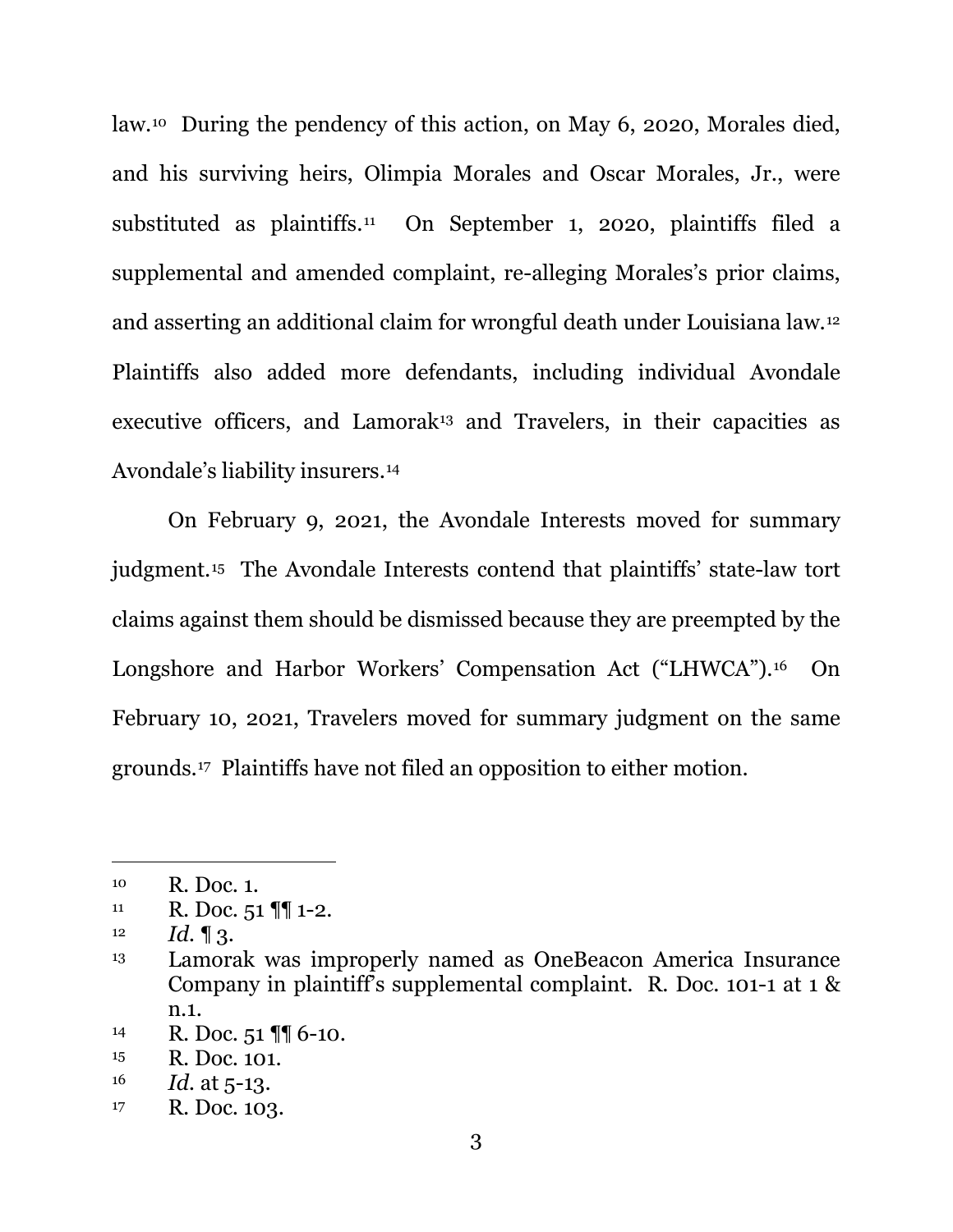law.[10] During the pendency of this action, on May 6, 2020, Morales died, and his surviving heirs, Olimpia Morales and Oscar Morales, Jr., were substituted as plaintiffs.[11] On September 1, 2020, plaintiffs filed a supplemental and amended complaint, re-alleging Morales's prior claims, and asserting an additional claim for wrongful death under Louisiana law.[12] Plaintiffs also added more defendants, including individual Avondale executive officers, and Lamorak[13] and Travelers, in their capacities as Avondale's liability insurers.[14]

On February 9, 2021, the Avondale Interests moved for summary judgment.[15] The Avondale Interests contend that plaintiffs' state-law tort claims against them should be dismissed because they are preempted by the Longshore and Harbor Workers' Compensation Act ("LHWCA").[16] On February 10, 2021, Travelers moved for summary judgment on the same grounds.[17] Plaintiffs have not filed an opposition to either motion.

---

[10] R. Doc. 1.

[11] R. Doc. 51 ¶¶ 1-2.

[12] *Id.* ¶ 3.

[13] Lamorak was improperly named as OneBeacon America Insurance Company in plaintiff's supplemental complaint. R. Doc. 101-1 at 1 & n.1.

[14] R. Doc. 51 ¶¶ 6-10.

[15] R. Doc. 101.

[16] *Id.* at 5-13.

[17] R. Doc. 103.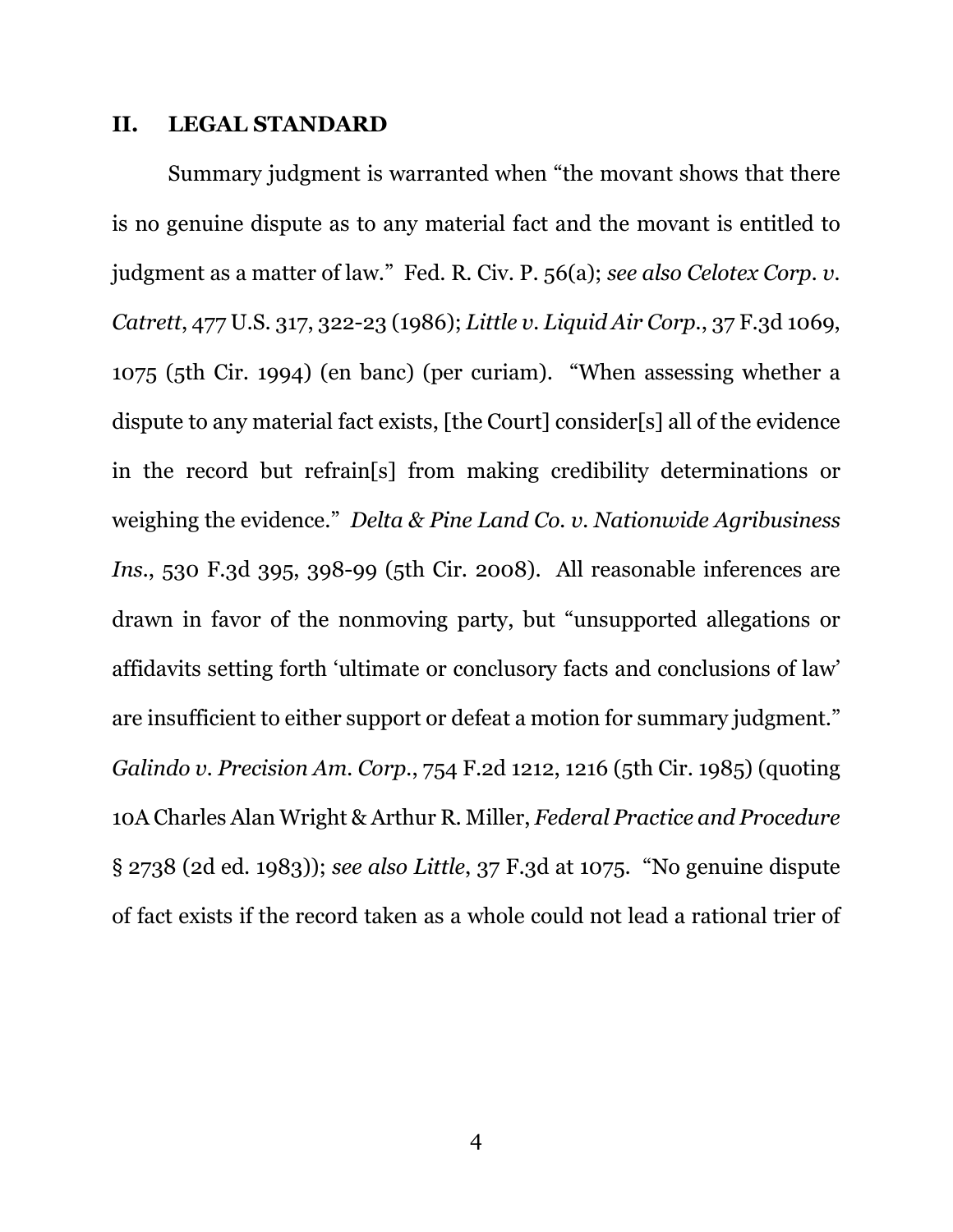## II. LEGAL STANDARD

Summary judgment is warranted when "the movant shows that there is no genuine dispute as to any material fact and the movant is entitled to judgment as a matter of law." Fed. R. Civ. P. 56(a); *see also Celotex Corp. v. Catrett*, 477 U.S. 317, 322-23 (1986); *Little v. Liquid Air Corp.*, 37 F.3d 1069, 1075 (5th Cir. 1994) (en banc) (per curiam). "When assessing whether a dispute to any material fact exists, [the Court] consider[s] all of the evidence in the record but refrain[s] from making credibility determinations or weighing the evidence." *Delta & Pine Land Co. v. Nationwide Agribusiness Ins.*, 530 F.3d 395, 398-99 (5th Cir. 2008). All reasonable inferences are drawn in favor of the nonmoving party, but "unsupported allegations or affidavits setting forth 'ultimate or conclusory facts and conclusions of law' are insufficient to either support or defeat a motion for summary judgment." *Galindo v. Precision Am. Corp.*, 754 F.2d 1212, 1216 (5th Cir. 1985) (quoting 10A Charles Alan Wright & Arthur R. Miller, *Federal Practice and Procedure* § 2738 (2d ed. 1983)); *see also Little*, 37 F.3d at 1075. "No genuine dispute of fact exists if the record taken as a whole could not lead a rational trier of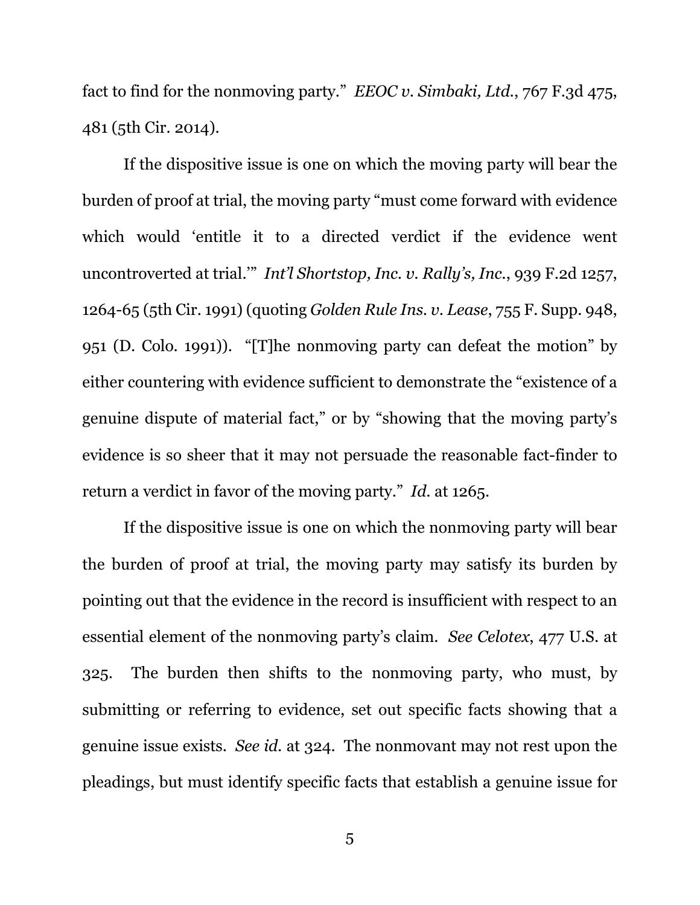fact to find for the nonmoving party." *EEOC v. Simbaki, Ltd.*, 767 F.3d 475, 481 (5th Cir. 2014).

If the dispositive issue is one on which the moving party will bear the burden of proof at trial, the moving party "must come forward with evidence which would 'entitle it to a directed verdict if the evidence went uncontroverted at trial.'" *Int'l Shortstop, Inc. v. Rally's, Inc.*, 939 F.2d 1257, 1264-65 (5th Cir. 1991) (quoting *Golden Rule Ins. v. Lease*, 755 F. Supp. 948, 951 (D. Colo. 1991)). "[T]he nonmoving party can defeat the motion" by either countering with evidence sufficient to demonstrate the "existence of a genuine dispute of material fact," or by "showing that the moving party's evidence is so sheer that it may not persuade the reasonable fact-finder to return a verdict in favor of the moving party." *Id.* at 1265.

If the dispositive issue is one on which the nonmoving party will bear the burden of proof at trial, the moving party may satisfy its burden by pointing out that the evidence in the record is insufficient with respect to an essential element of the nonmoving party's claim. *See Celotex*, 477 U.S. at 325. The burden then shifts to the nonmoving party, who must, by submitting or referring to evidence, set out specific facts showing that a genuine issue exists. *See id.* at 324. The nonmovant may not rest upon the pleadings, but must identify specific facts that establish a genuine issue for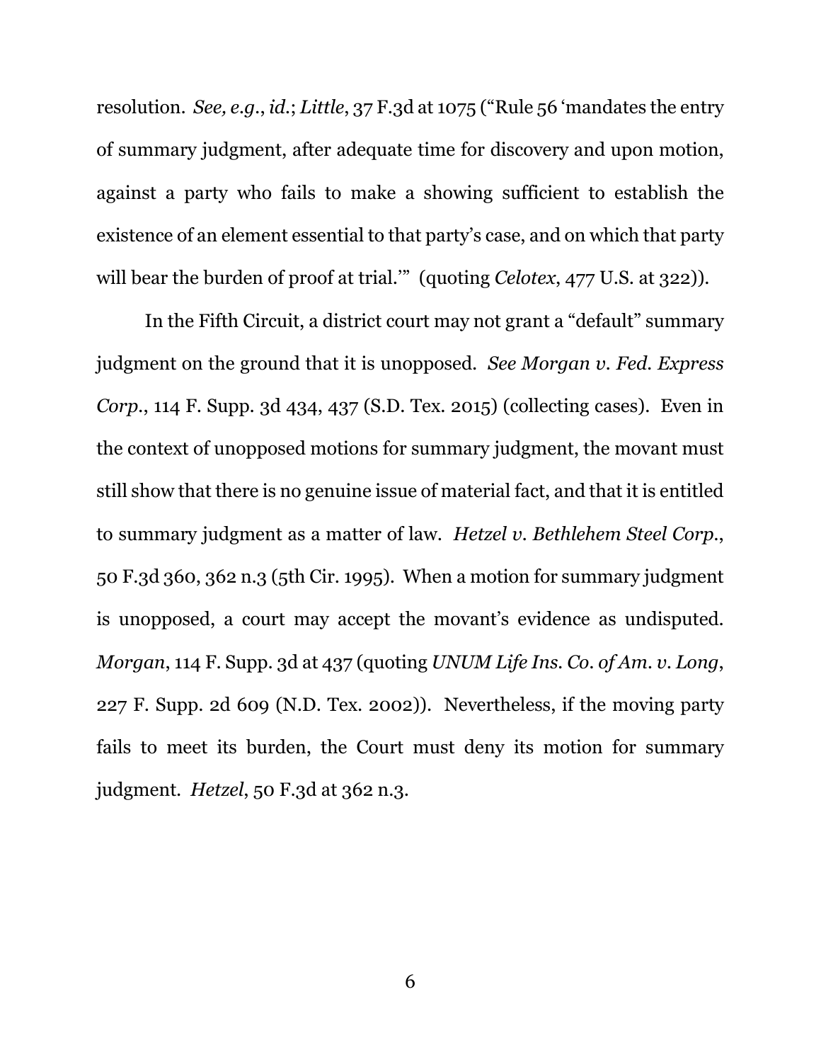resolution. *See, e.g.*, *id.*; *Little*, 37 F.3d at 1075 ("Rule 56 'mandates the entry of summary judgment, after adequate time for discovery and upon motion, against a party who fails to make a showing sufficient to establish the existence of an element essential to that party's case, and on which that party will bear the burden of proof at trial.'" (quoting *Celotex*, 477 U.S. at 322)).

In the Fifth Circuit, a district court may not grant a "default" summary judgment on the ground that it is unopposed. *See Morgan v. Fed. Express Corp.*, 114 F. Supp. 3d 434, 437 (S.D. Tex. 2015) (collecting cases). Even in the context of unopposed motions for summary judgment, the movant must still show that there is no genuine issue of material fact, and that it is entitled to summary judgment as a matter of law. *Hetzel v. Bethlehem Steel Corp.*, 50 F.3d 360, 362 n.3 (5th Cir. 1995). When a motion for summary judgment is unopposed, a court may accept the movant's evidence as undisputed. *Morgan*, 114 F. Supp. 3d at 437 (quoting *UNUM Life Ins. Co. of Am. v. Long*, 227 F. Supp. 2d 609 (N.D. Tex. 2002)). Nevertheless, if the moving party fails to meet its burden, the Court must deny its motion for summary judgment. *Hetzel*, 50 F.3d at 362 n.3.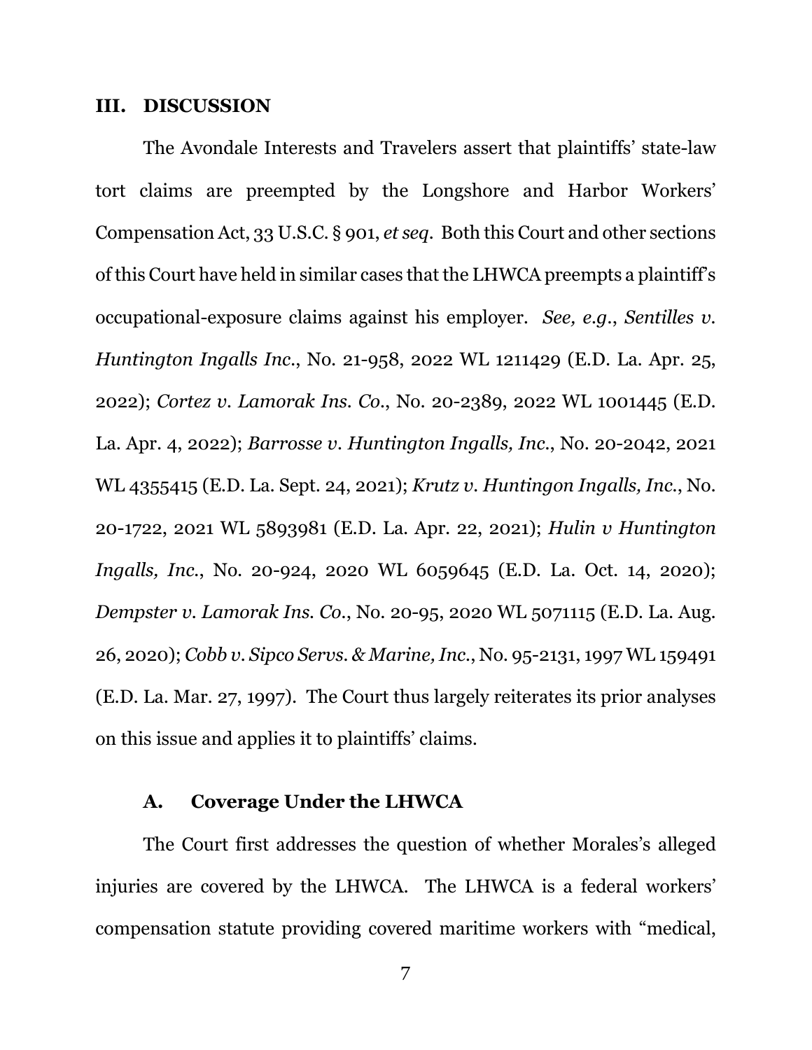## III. DISCUSSION

The Avondale Interests and Travelers assert that plaintiffs' state-law tort claims are preempted by the Longshore and Harbor Workers' Compensation Act, 33 U.S.C. § 901, *et seq*. Both this Court and other sections of this Court have held in similar cases that the LHWCA preempts a plaintiff's occupational-exposure claims against his employer. *See, e.g.*, *Sentilles v. Huntington Ingalls Inc.*, No. 21-958, 2022 WL 1211429 (E.D. La. Apr. 25, 2022); *Cortez v. Lamorak Ins. Co.*, No. 20-2389, 2022 WL 1001445 (E.D. La. Apr. 4, 2022); *Barrosse v. Huntington Ingalls, Inc.*, No. 20-2042, 2021 WL 4355415 (E.D. La. Sept. 24, 2021); *Krutz v. Huntingon Ingalls, Inc.*, No. 20-1722, 2021 WL 5893981 (E.D. La. Apr. 22, 2021); *Hulin v Huntington Ingalls, Inc.*, No. 20-924, 2020 WL 6059645 (E.D. La. Oct. 14, 2020); *Dempster v. Lamorak Ins. Co.*, No. 20-95, 2020 WL 5071115 (E.D. La. Aug. 26, 2020); *Cobb v. Sipco Servs. & Marine, Inc.*, No. 95-2131, 1997 WL 159491 (E.D. La. Mar. 27, 1997). The Court thus largely reiterates its prior analyses on this issue and applies it to plaintiffs' claims.

### A. Coverage Under the LHWCA

The Court first addresses the question of whether Morales's alleged injuries are covered by the LHWCA. The LHWCA is a federal workers' compensation statute providing covered maritime workers with "medical,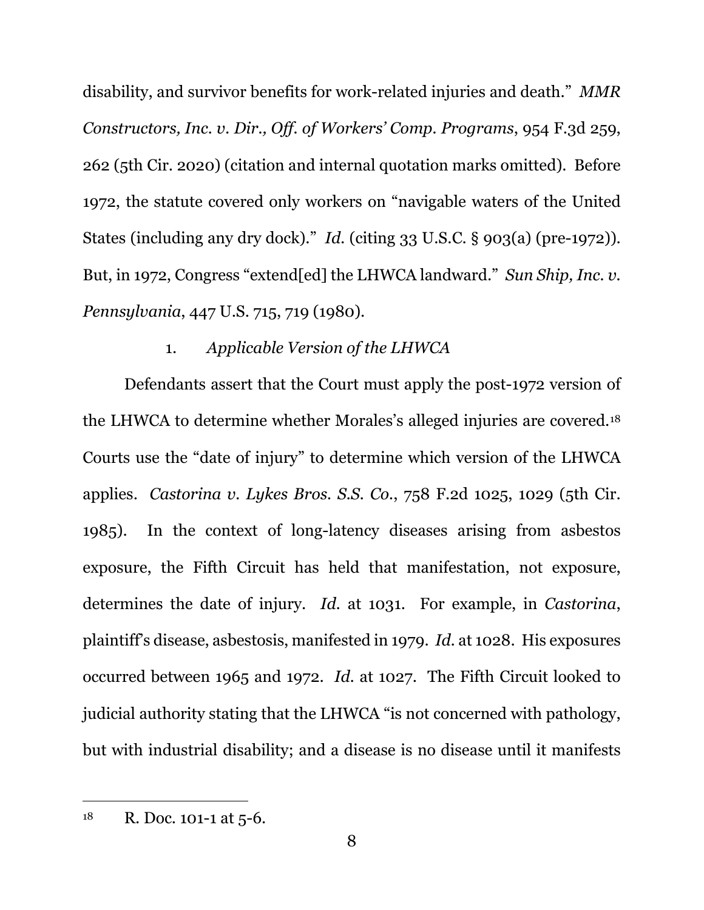disability, and survivor benefits for work-related injuries and death." *MMR Constructors, Inc. v. Dir., Off. of Workers' Comp. Programs*, 954 F.3d 259, 262 (5th Cir. 2020) (citation and internal quotation marks omitted). Before 1972, the statute covered only workers on "navigable waters of the United States (including any dry dock)." *Id.* (citing 33 U.S.C. § 903(a) (pre-1972)). But, in 1972, Congress "extend[ed] the LHWCA landward." *Sun Ship, Inc. v. Pennsylvania*, 447 U.S. 715, 719 (1980).

1. *Applicable Version of the LHWCA*

Defendants assert that the Court must apply the post-1972 version of the LHWCA to determine whether Morales's alleged injuries are covered.[18] Courts use the "date of injury" to determine which version of the LHWCA applies. *Castorina v. Lykes Bros. S.S. Co.*, 758 F.2d 1025, 1029 (5th Cir. 1985). In the context of long-latency diseases arising from asbestos exposure, the Fifth Circuit has held that manifestation, not exposure, determines the date of injury. *Id.* at 1031. For example, in *Castorina*, plaintiff's disease, asbestosis, manifested in 1979. *Id.* at 1028. His exposures occurred between 1965 and 1972. *Id.* at 1027. The Fifth Circuit looked to judicial authority stating that the LHWCA "is not concerned with pathology, but with industrial disability; and a disease is no disease until it manifests

[18] R. Doc. 101-1 at 5-6.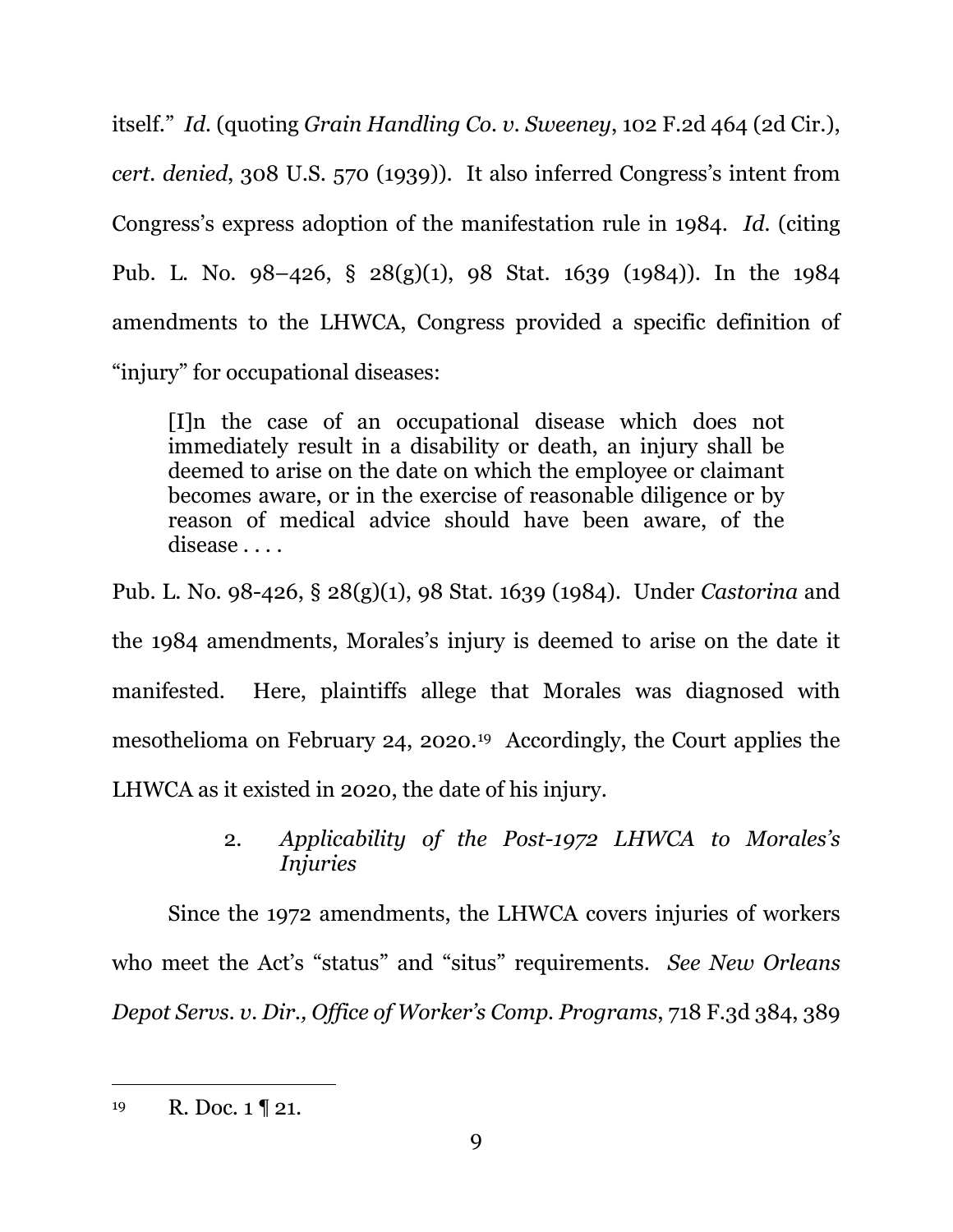itself." *Id.* (quoting *Grain Handling Co. v. Sweeney*, 102 F.2d 464 (2d Cir.), *cert. denied*, 308 U.S. 570 (1939)). It also inferred Congress's intent from Congress's express adoption of the manifestation rule in 1984. *Id.* (citing Pub. L. No. 98–426, § 28(g)(1), 98 Stat. 1639 (1984)). In the 1984 amendments to the LHWCA, Congress provided a specific definition of "injury" for occupational diseases:

> [I]n the case of an occupational disease which does not immediately result in a disability or death, an injury shall be deemed to arise on the date on which the employee or claimant becomes aware, or in the exercise of reasonable diligence or by reason of medical advice should have been aware, of the disease . . . .

Pub. L. No. 98-426, § 28(g)(1), 98 Stat. 1639 (1984). Under *Castorina* and the 1984 amendments, Morales's injury is deemed to arise on the date it manifested. Here, plaintiffs allege that Morales was diagnosed with mesothelioma on February 24, 2020.[19] Accordingly, the Court applies the LHWCA as it existed in 2020, the date of his injury.

### 2. *Applicability of the Post-1972 LHWCA to Morales's Injuries*

Since the 1972 amendments, the LHWCA covers injuries of workers who meet the Act's "status" and "situs" requirements. *See New Orleans Depot Servs. v. Dir., Office of Worker's Comp. Programs*, 718 F.3d 384, 389

---

[19] R. Doc. 1 ¶ 21.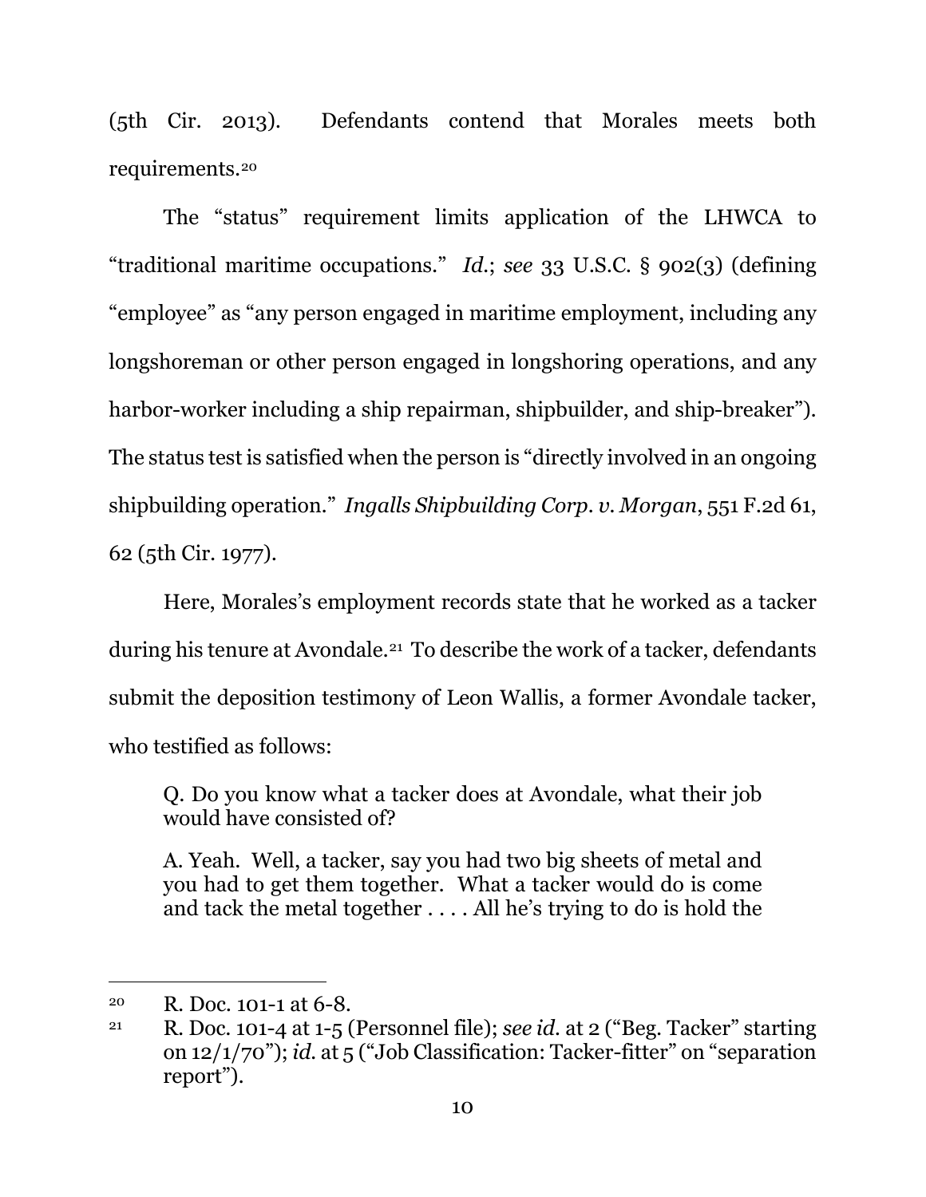(5th Cir. 2013). Defendants contend that Morales meets both requirements.[20]

The "status" requirement limits application of the LHWCA to "traditional maritime occupations." *Id.*; *see* 33 U.S.C. § 902(3) (defining "employee" as "any person engaged in maritime employment, including any longshoreman or other person engaged in longshoring operations, and any harbor-worker including a ship repairman, shipbuilder, and ship-breaker"). The status test is satisfied when the person is "directly involved in an ongoing shipbuilding operation." *Ingalls Shipbuilding Corp. v. Morgan*, 551 F.2d 61, 62 (5th Cir. 1977).

Here, Morales's employment records state that he worked as a tacker during his tenure at Avondale.[21] To describe the work of a tacker, defendants submit the deposition testimony of Leon Wallis, a former Avondale tacker, who testified as follows:

> Q. Do you know what a tacker does at Avondale, what their job would have consisted of?
>
> A. Yeah. Well, a tacker, say you had two big sheets of metal and you had to get them together. What a tacker would do is come and tack the metal together . . . . All he's trying to do is hold the

---

[20] R. Doc. 101-1 at 6-8.

[21] R. Doc. 101-4 at 1-5 (Personnel file); *see id.* at 2 ("Beg. Tacker" starting on 12/1/70"); *id.* at 5 ("Job Classification: Tacker-fitter" on "separation report").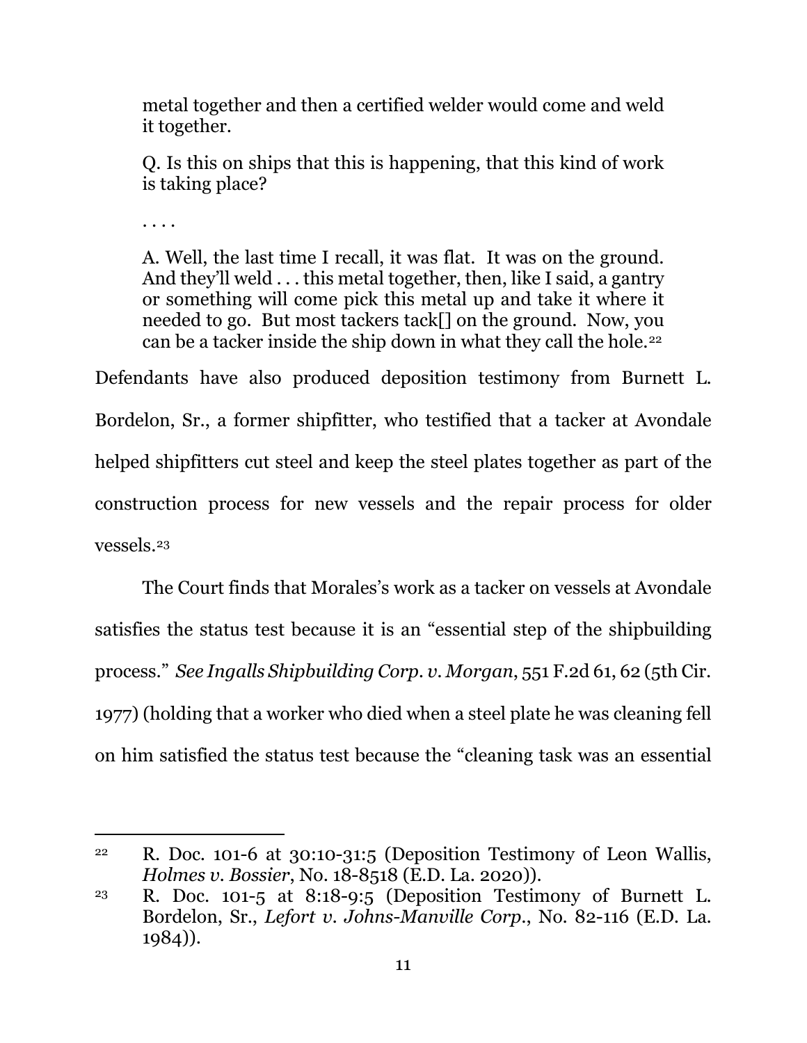> metal together and then a certified welder would come and weld it together.
>
> Q. Is this on ships that this is happening, that this kind of work is taking place?
>
> . . . .
>
> A. Well, the last time I recall, it was flat. It was on the ground. And they'll weld . . . this metal together, then, like I said, a gantry or something will come pick this metal up and take it where it needed to go. But most tackers tack[] on the ground. Now, you can be a tacker inside the ship down in what they call the hole.[22]

Defendants have also produced deposition testimony from Burnett L. Bordelon, Sr., a former shipfitter, who testified that a tacker at Avondale helped shipfitters cut steel and keep the steel plates together as part of the construction process for new vessels and the repair process for older vessels.[23]

The Court finds that Morales's work as a tacker on vessels at Avondale satisfies the status test because it is an "essential step of the shipbuilding process." *See Ingalls Shipbuilding Corp. v. Morgan*, 551 F.2d 61, 62 (5th Cir. 1977) (holding that a worker who died when a steel plate he was cleaning fell on him satisfied the status test because the "cleaning task was an essential

---

[22] R. Doc. 101-6 at 30:10-31:5 (Deposition Testimony of Leon Wallis, *Holmes v. Bossier*, No. 18-8518 (E.D. La. 2020)).

[23] R. Doc. 101-5 at 8:18-9:5 (Deposition Testimony of Burnett L. Bordelon, Sr., *Lefort v. Johns-Manville Corp.*, No. 82-116 (E.D. La. 1984)).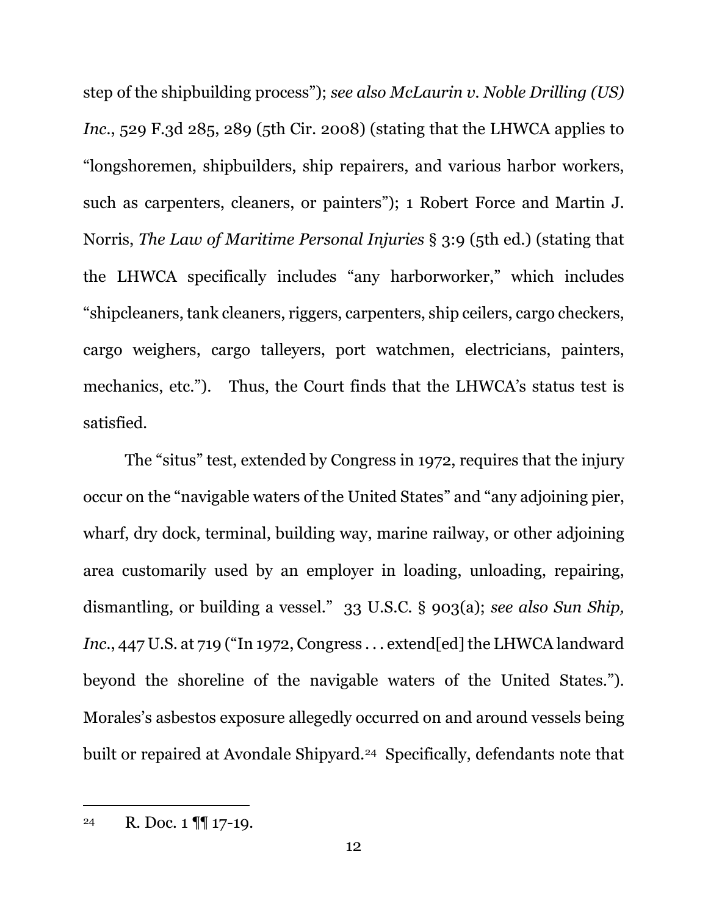step of the shipbuilding process"); *see also McLaurin v. Noble Drilling (US) Inc.*, 529 F.3d 285, 289 (5th Cir. 2008) (stating that the LHWCA applies to "longshoremen, shipbuilders, ship repairers, and various harbor workers, such as carpenters, cleaners, or painters"); 1 Robert Force and Martin J. Norris, *The Law of Maritime Personal Injuries* § 3:9 (5th ed.) (stating that the LHWCA specifically includes "any harborworker," which includes "shipcleaners, tank cleaners, riggers, carpenters, ship ceilers, cargo checkers, cargo weighers, cargo talleyers, port watchmen, electricians, painters, mechanics, etc."). Thus, the Court finds that the LHWCA's status test is satisfied.

The "situs" test, extended by Congress in 1972, requires that the injury occur on the "navigable waters of the United States" and "any adjoining pier, wharf, dry dock, terminal, building way, marine railway, or other adjoining area customarily used by an employer in loading, unloading, repairing, dismantling, or building a vessel." 33 U.S.C. § 903(a); *see also Sun Ship, Inc.*, 447 U.S. at 719 ("In 1972, Congress . . . extend[ed] the LHWCA landward beyond the shoreline of the navigable waters of the United States."). Morales's asbestos exposure allegedly occurred on and around vessels being built or repaired at Avondale Shipyard.[24] Specifically, defendants note that

---

[24] R. Doc. 1 ¶¶ 17-19.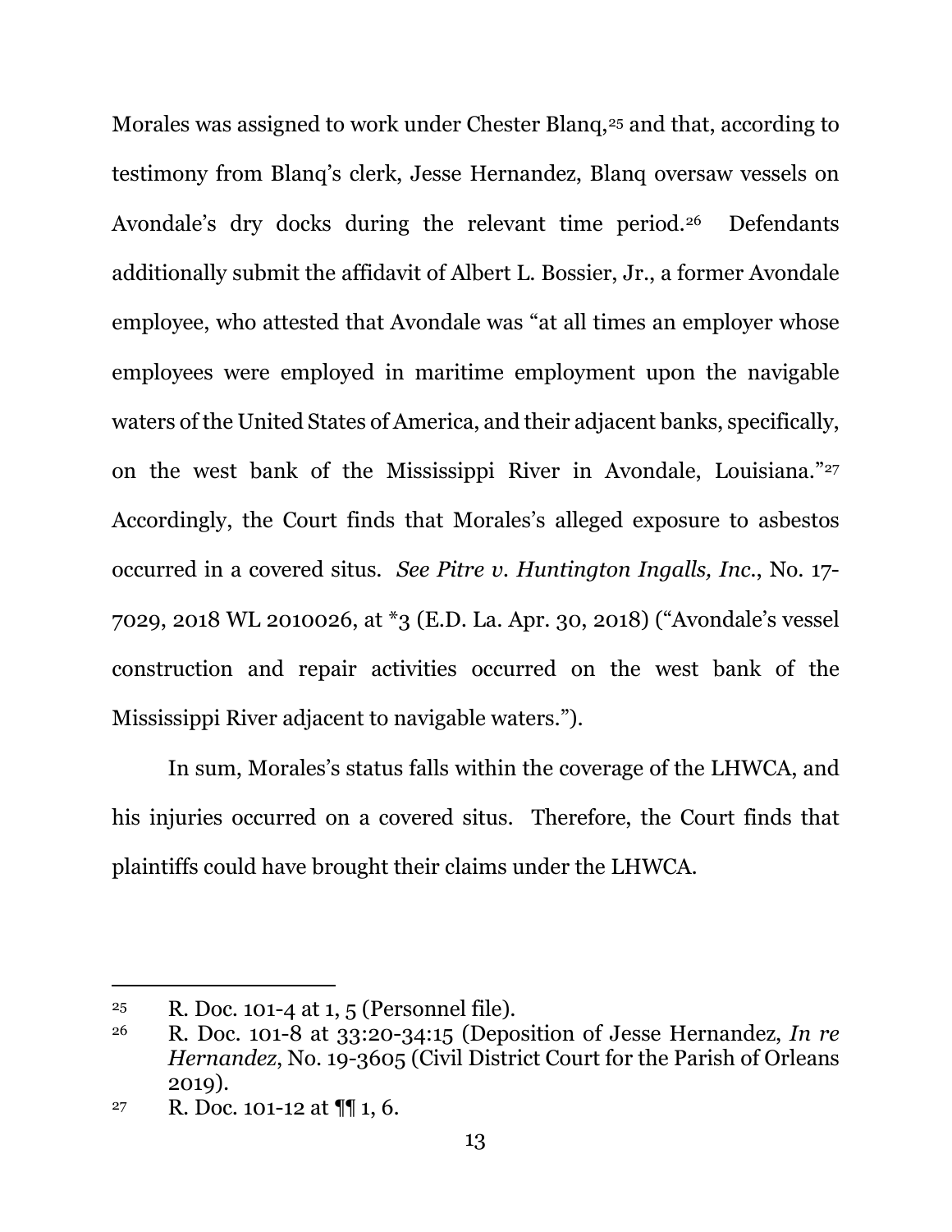Morales was assigned to work under Chester Blanq,[25] and that, according to testimony from Blanq's clerk, Jesse Hernandez, Blanq oversaw vessels on Avondale's dry docks during the relevant time period.[26] Defendants additionally submit the affidavit of Albert L. Bossier, Jr., a former Avondale employee, who attested that Avondale was "at all times an employer whose employees were employed in maritime employment upon the navigable waters of the United States of America, and their adjacent banks, specifically, on the west bank of the Mississippi River in Avondale, Louisiana."[27] Accordingly, the Court finds that Morales's alleged exposure to asbestos occurred in a covered situs. *See Pitre v. Huntington Ingalls, Inc.*, No. 17-7029, 2018 WL 2010026, at *3 (E.D. La. Apr. 30, 2018) ("Avondale's vessel construction and repair activities occurred on the west bank of the Mississippi River adjacent to navigable waters.").

In sum, Morales's status falls within the coverage of the LHWCA, and his injuries occurred on a covered situs. Therefore, the Court finds that plaintiffs could have brought their claims under the LHWCA.

---

[25] R. Doc. 101-4 at 1, 5 (Personnel file).

[26] R. Doc. 101-8 at 33:20-34:15 (Deposition of Jesse Hernandez, *In re Hernandez*, No. 19-3605 (Civil District Court for the Parish of Orleans 2019).

[27] R. Doc. 101-12 at ¶¶ 1, 6.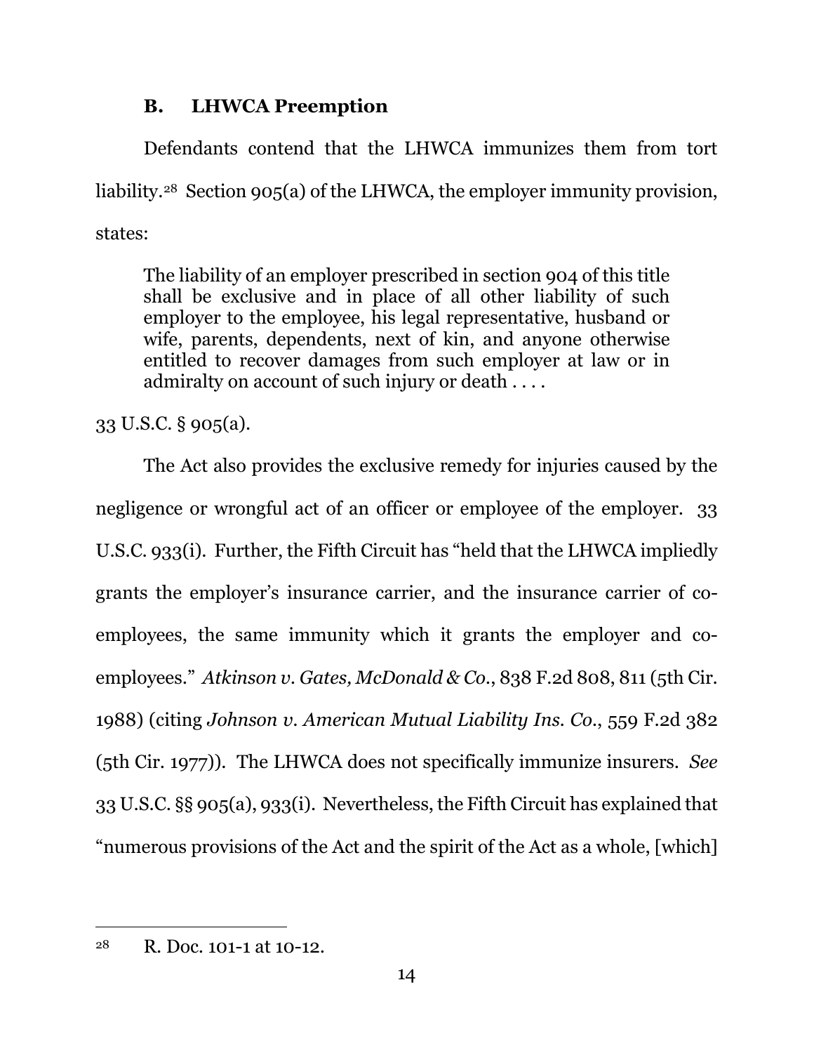### B. LHWCA Preemption

Defendants contend that the LHWCA immunizes them from tort liability.[28] Section 905(a) of the LHWCA, the employer immunity provision, states:

> The liability of an employer prescribed in section 904 of this title shall be exclusive and in place of all other liability of such employer to the employee, his legal representative, husband or wife, parents, dependents, next of kin, and anyone otherwise entitled to recover damages from such employer at law or in admiralty on account of such injury or death . . . .

33 U.S.C. § 905(a).

The Act also provides the exclusive remedy for injuries caused by the negligence or wrongful act of an officer or employee of the employer. 33 U.S.C. 933(i). Further, the Fifth Circuit has "held that the LHWCA impliedly grants the employer's insurance carrier, and the insurance carrier of co-employees, the same immunity which it grants the employer and co-employees." *Atkinson v. Gates, McDonald & Co.*, 838 F.2d 808, 811 (5th Cir. 1988) (citing *Johnson v. American Mutual Liability Ins. Co.*, 559 F.2d 382 (5th Cir. 1977)). The LHWCA does not specifically immunize insurers. *See* 33 U.S.C. §§ 905(a), 933(i). Nevertheless, the Fifth Circuit has explained that "numerous provisions of the Act and the spirit of the Act as a whole, [which]

---

[28] R. Doc. 101-1 at 10-12.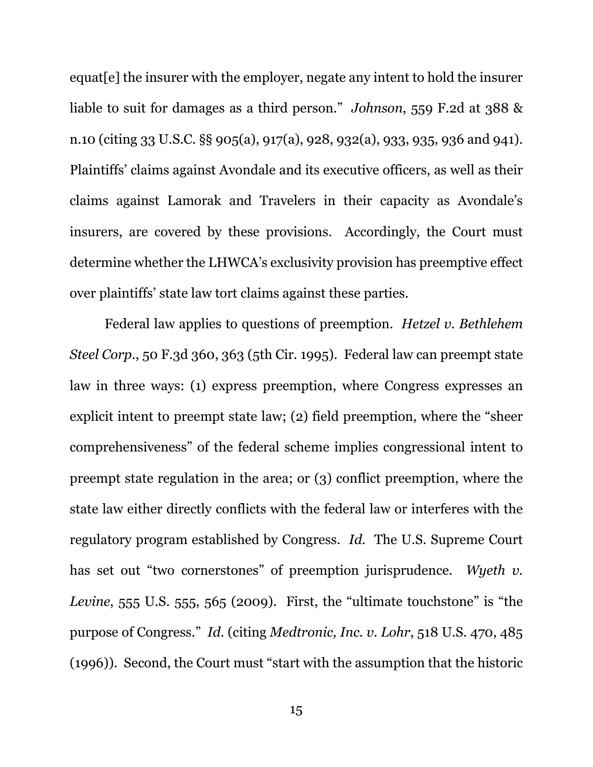equat[e] the insurer with the employer, negate any intent to hold the insurer liable to suit for damages as a third person." *Johnson*, 559 F.2d at 388 & n.10 (citing 33 U.S.C. §§ 905(a), 917(a), 928, 932(a), 933, 935, 936 and 941). Plaintiffs' claims against Avondale and its executive officers, as well as their claims against Lamorak and Travelers in their capacity as Avondale's insurers, are covered by these provisions. Accordingly, the Court must determine whether the LHWCA's exclusivity provision has preemptive effect over plaintiffs' state law tort claims against these parties.

Federal law applies to questions of preemption. *Hetzel v. Bethlehem Steel Corp.*, 50 F.3d 360, 363 (5th Cir. 1995). Federal law can preempt state law in three ways: (1) express preemption, where Congress expresses an explicit intent to preempt state law; (2) field preemption, where the "sheer comprehensiveness" of the federal scheme implies congressional intent to preempt state regulation in the area; or (3) conflict preemption, where the state law either directly conflicts with the federal law or interferes with the regulatory program established by Congress. *Id.* The U.S. Supreme Court has set out "two cornerstones" of preemption jurisprudence. *Wyeth v. Levine*, 555 U.S. 555, 565 (2009). First, the "ultimate touchstone" is "the purpose of Congress." *Id.* (citing *Medtronic, Inc. v. Lohr*, 518 U.S. 470, 485 (1996)). Second, the Court must "start with the assumption that the historic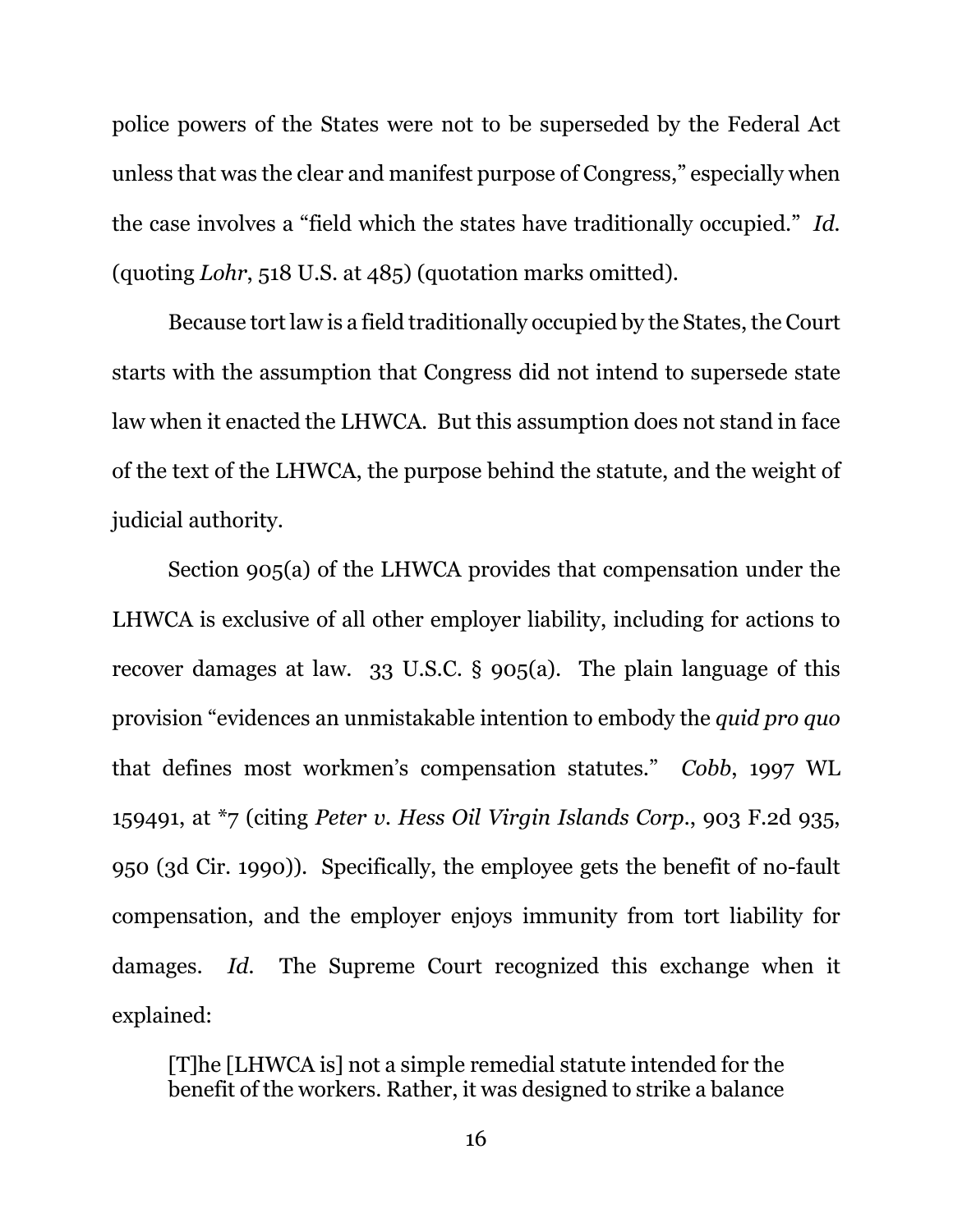police powers of the States were not to be superseded by the Federal Act unless that was the clear and manifest purpose of Congress," especially when the case involves a "field which the states have traditionally occupied." *Id.* (quoting *Lohr*, 518 U.S. at 485) (quotation marks omitted).

Because tort law is a field traditionally occupied by the States, the Court starts with the assumption that Congress did not intend to supersede state law when it enacted the LHWCA. But this assumption does not stand in face of the text of the LHWCA, the purpose behind the statute, and the weight of judicial authority.

Section 905(a) of the LHWCA provides that compensation under the LHWCA is exclusive of all other employer liability, including for actions to recover damages at law. 33 U.S.C. § 905(a). The plain language of this provision "evidences an unmistakable intention to embody the *quid pro quo* that defines most workmen's compensation statutes." *Cobb*, 1997 WL 159491, at *7 (citing *Peter v. Hess Oil Virgin Islands Corp.*, 903 F.2d 935, 950 (3d Cir. 1990)). Specifically, the employee gets the benefit of no-fault compensation, and the employer enjoys immunity from tort liability for damages. *Id.* The Supreme Court recognized this exchange when it explained:

> [T]he [LHWCA is] not a simple remedial statute intended for the benefit of the workers. Rather, it was designed to strike a balance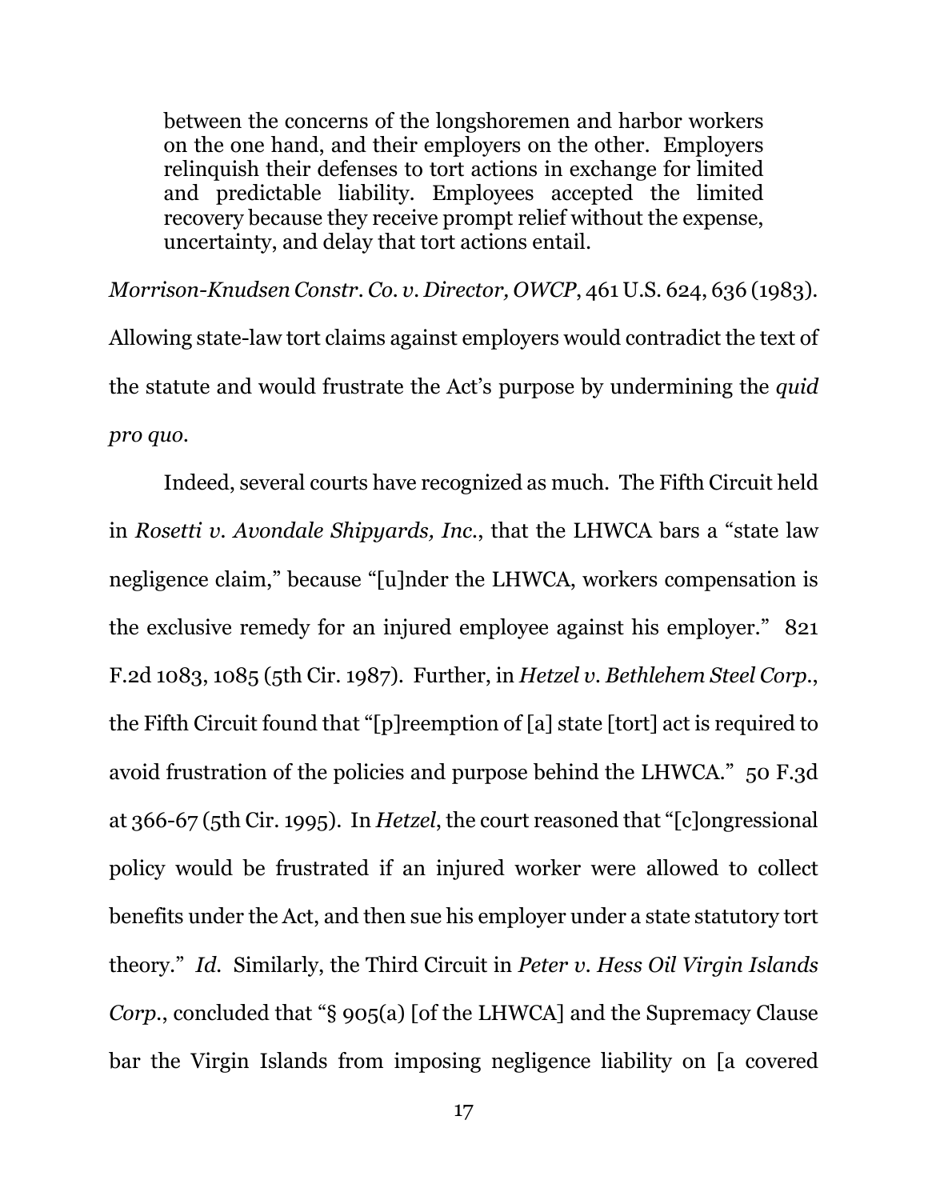> between the concerns of the longshoremen and harbor workers on the one hand, and their employers on the other. Employers relinquish their defenses to tort actions in exchange for limited and predictable liability. Employees accepted the limited recovery because they receive prompt relief without the expense, uncertainty, and delay that tort actions entail.

*Morrison-Knudsen Constr. Co. v. Director, OWCP*, 461 U.S. 624, 636 (1983). Allowing state-law tort claims against employers would contradict the text of the statute and would frustrate the Act's purpose by undermining the *quid pro quo*.

Indeed, several courts have recognized as much. The Fifth Circuit held in *Rosetti v. Avondale Shipyards, Inc.*, that the LHWCA bars a "state law negligence claim," because "[u]nder the LHWCA, workers compensation is the exclusive remedy for an injured employee against his employer." 821 F.2d 1083, 1085 (5th Cir. 1987). Further, in *Hetzel v. Bethlehem Steel Corp.*, the Fifth Circuit found that "[p]reemption of [a] state [tort] act is required to avoid frustration of the policies and purpose behind the LHWCA." 50 F.3d at 366-67 (5th Cir. 1995). In *Hetzel*, the court reasoned that "[c]ongressional policy would be frustrated if an injured worker were allowed to collect benefits under the Act, and then sue his employer under a state statutory tort theory." *Id.* Similarly, the Third Circuit in *Peter v. Hess Oil Virgin Islands Corp.*, concluded that "§ 905(a) [of the LHWCA] and the Supremacy Clause bar the Virgin Islands from imposing negligence liability on [a covered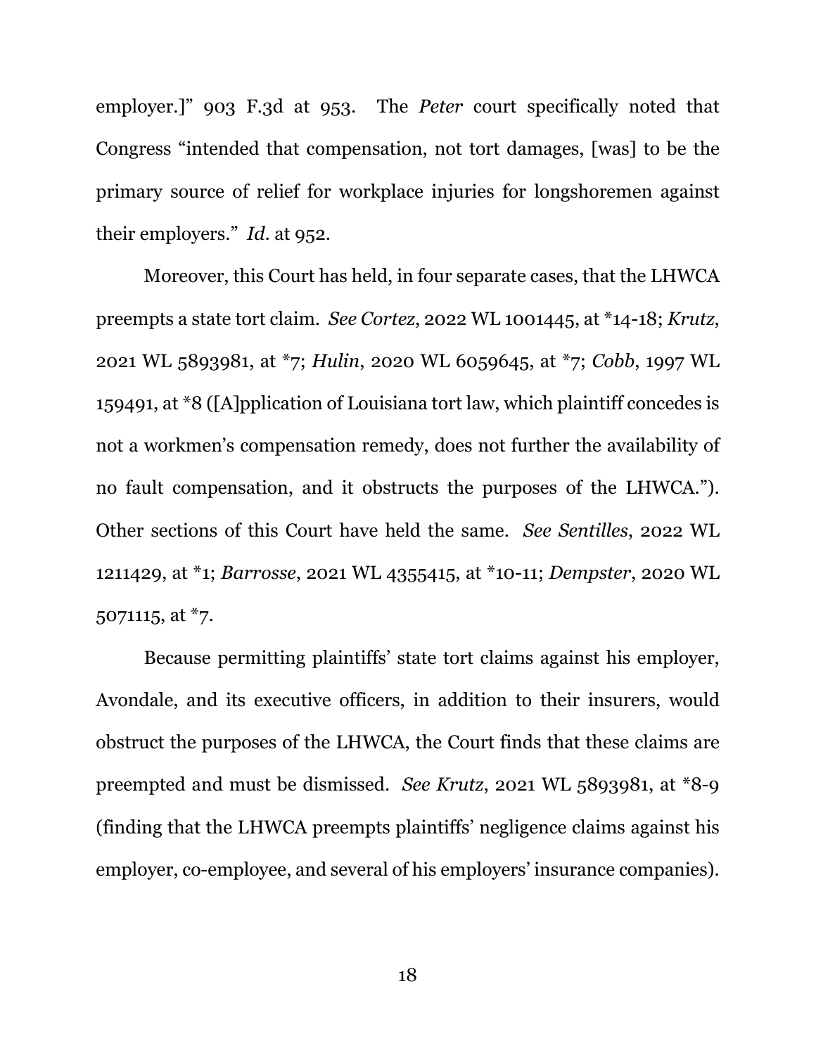employer.]" 903 F.3d at 953. The *Peter* court specifically noted that Congress "intended that compensation, not tort damages, [was] to be the primary source of relief for workplace injuries for longshoremen against their employers." *Id*. at 952.

Moreover, this Court has held, in four separate cases, that the LHWCA preempts a state tort claim. *See Cortez*, 2022 WL 1001445, at *14-18; *Krutz*, 2021 WL 5893981, at *7; *Hulin*, 2020 WL 6059645, at *7; *Cobb*, 1997 WL 159491, at *8 ([A]pplication of Louisiana tort law, which plaintiff concedes is not a workmen's compensation remedy, does not further the availability of no fault compensation, and it obstructs the purposes of the LHWCA."). Other sections of this Court have held the same. *See Sentilles*, 2022 WL 1211429, at *1; *Barrosse*, 2021 WL 4355415, at *10-11; *Dempster*, 2020 WL 5071115, at *7.

Because permitting plaintiffs' state tort claims against his employer, Avondale, and its executive officers, in addition to their insurers, would obstruct the purposes of the LHWCA, the Court finds that these claims are preempted and must be dismissed. *See Krutz*, 2021 WL 5893981, at *8-9 (finding that the LHWCA preempts plaintiffs' negligence claims against his employer, co-employee, and several of his employers' insurance companies).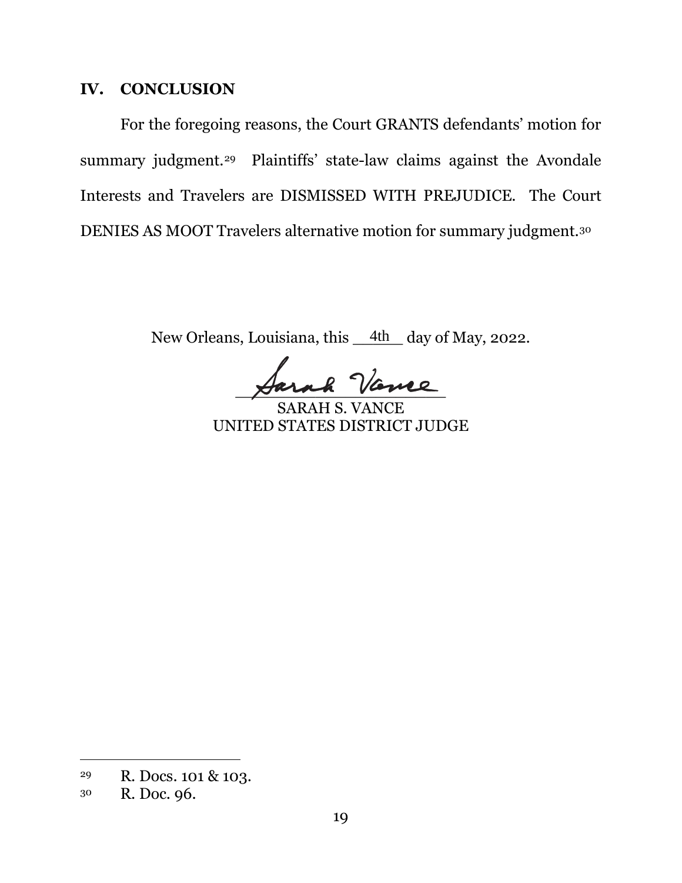## IV. CONCLUSION

For the foregoing reasons, the Court GRANTS defendants' motion for summary judgment.[29] Plaintiffs' state-law claims against the Avondale Interests and Travelers are DISMISSED WITH PREJUDICE. The Court DENIES AS MOOT Travelers alternative motion for summary judgment.[30]

New Orleans, Louisiana, this 4th day of May, 2022.

SARAH S. VANCE
UNITED STATES DISTRICT JUDGE

---

[29] R. Docs. 101 & 103.

[30] R. Doc. 96.